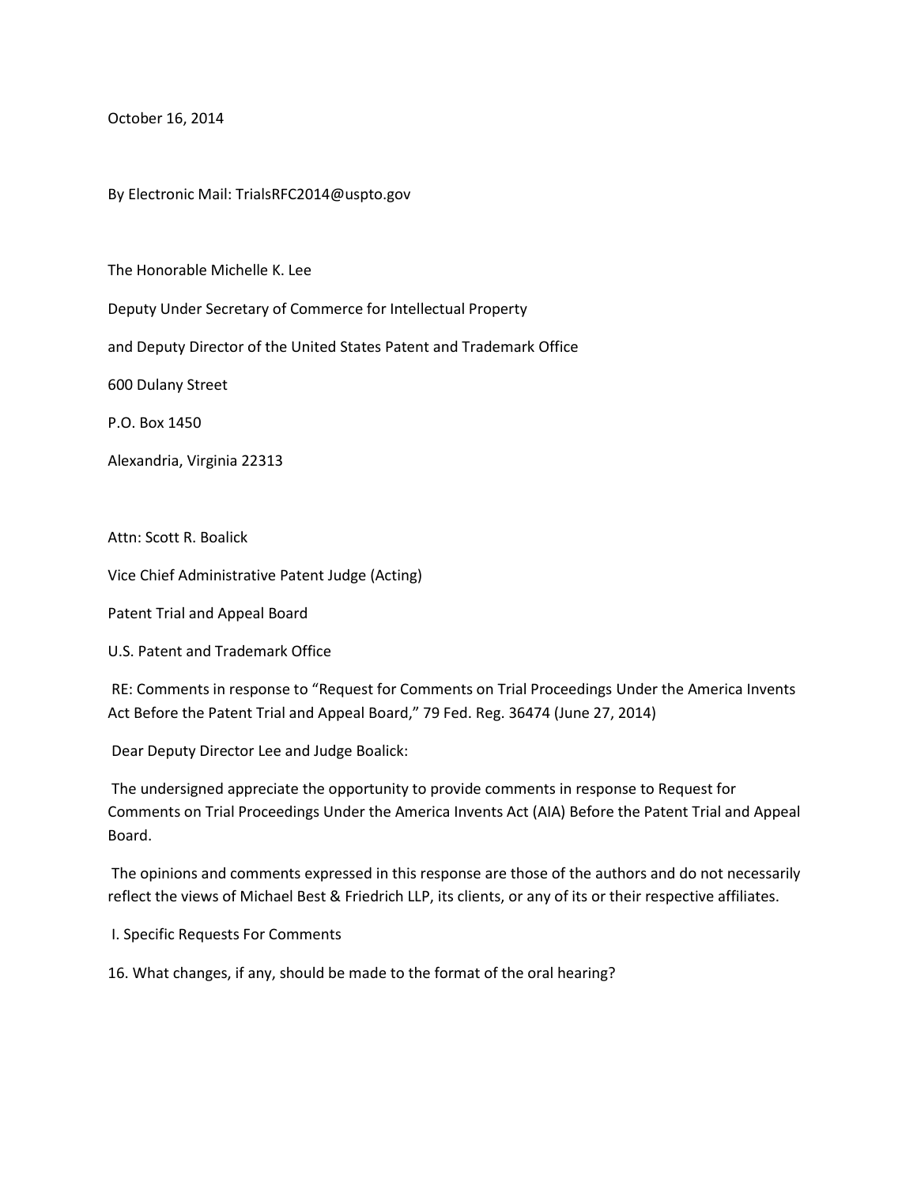October 16, 2014

By Electronic Mail: TrialsRFC2014@uspto.gov

The Honorable Michelle K. Lee

Deputy Under Secretary of Commerce for Intellectual Property

and Deputy Director of the United States Patent and Trademark Office

600 Dulany Street

P.O. Box 1450

Alexandria, Virginia 22313

Attn: Scott R. Boalick

Vice Chief Administrative Patent Judge (Acting)

Patent Trial and Appeal Board

U.S. Patent and Trademark Office

RE: Comments in response to "Request for Comments on Trial Proceedings Under the America Invents Act Before the Patent Trial and Appeal Board," 79 Fed. Reg. 36474 (June 27, 2014)

Dear Deputy Director Lee and Judge Boalick:

The undersigned appreciate the opportunity to provide comments in response to Request for Comments on Trial Proceedings Under the America Invents Act (AIA) Before the Patent Trial and Appeal Board.

The opinions and comments expressed in this response are those of the authors and do not necessarily reflect the views of Michael Best & Friedrich LLP, its clients, or any of its or their respective affiliates.

I. Specific Requests For Comments

16. What changes, if any, should be made to the format of the oral hearing?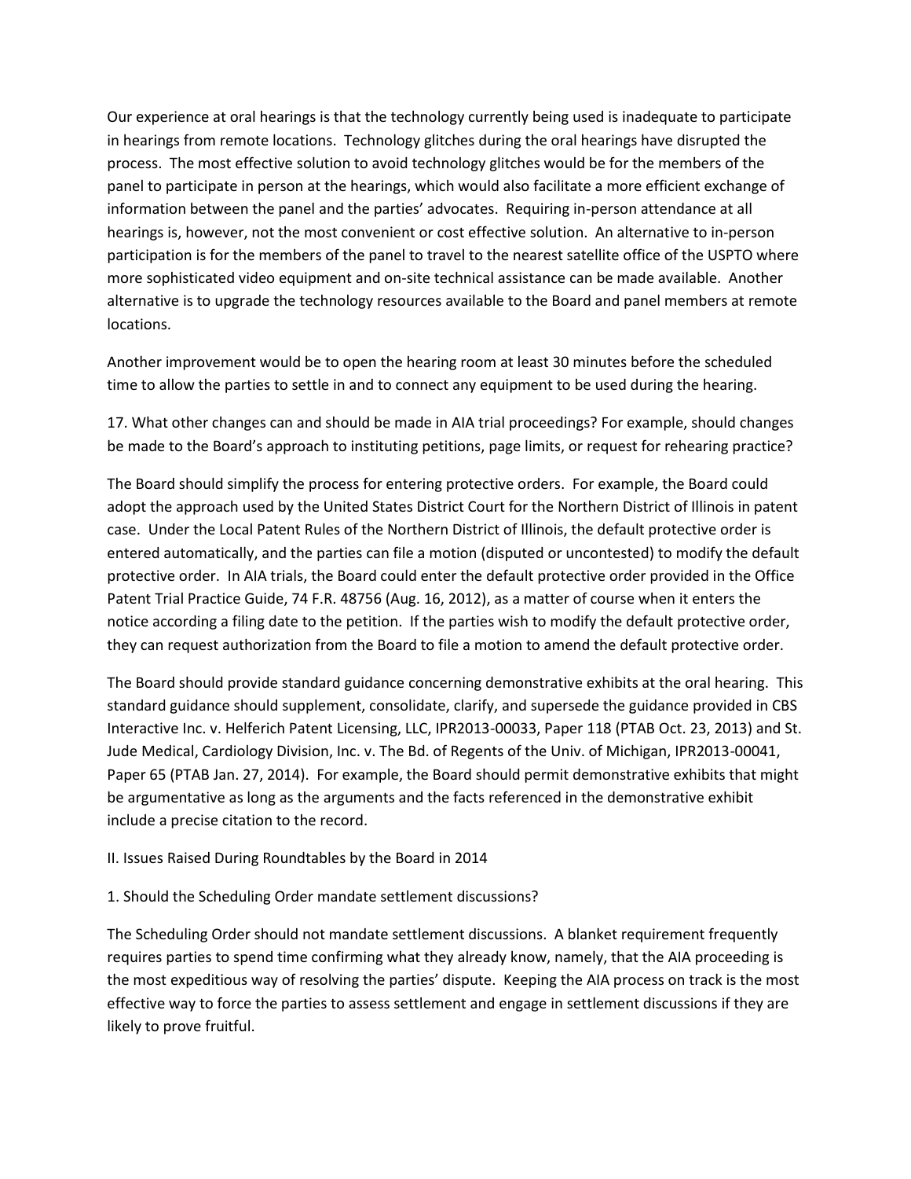Our experience at oral hearings is that the technology currently being used is inadequate to participate in hearings from remote locations. Technology glitches during the oral hearings have disrupted the process. The most effective solution to avoid technology glitches would be for the members of the panel to participate in person at the hearings, which would also facilitate a more efficient exchange of information between the panel and the parties' advocates. Requiring in-person attendance at all hearings is, however, not the most convenient or cost effective solution. An alternative to in-person participation is for the members of the panel to travel to the nearest satellite office of the USPTO where more sophisticated video equipment and on-site technical assistance can be made available. Another alternative is to upgrade the technology resources available to the Board and panel members at remote locations.

Another improvement would be to open the hearing room at least 30 minutes before the scheduled time to allow the parties to settle in and to connect any equipment to be used during the hearing.

17. What other changes can and should be made in AIA trial proceedings? For example, should changes be made to the Board's approach to instituting petitions, page limits, or request for rehearing practice?

The Board should simplify the process for entering protective orders. For example, the Board could adopt the approach used by the United States District Court for the Northern District of Illinois in patent case. Under the Local Patent Rules of the Northern District of Illinois, the default protective order is entered automatically, and the parties can file a motion (disputed or uncontested) to modify the default protective order. In AIA trials, the Board could enter the default protective order provided in the Office Patent Trial Practice Guide, 74 F.R. 48756 (Aug. 16, 2012), as a matter of course when it enters the notice according a filing date to the petition. If the parties wish to modify the default protective order, they can request authorization from the Board to file a motion to amend the default protective order.

The Board should provide standard guidance concerning demonstrative exhibits at the oral hearing. This standard guidance should supplement, consolidate, clarify, and supersede the guidance provided in CBS Interactive Inc. v. Helferich Patent Licensing, LLC, IPR2013-00033, Paper 118 (PTAB Oct. 23, 2013) and St. Jude Medical, Cardiology Division, Inc. v. The Bd. of Regents of the Univ. of Michigan, IPR2013-00041, Paper 65 (PTAB Jan. 27, 2014). For example, the Board should permit demonstrative exhibits that might be argumentative as long as the arguments and the facts referenced in the demonstrative exhibit include a precise citation to the record.

II. Issues Raised During Roundtables by the Board in 2014

1. Should the Scheduling Order mandate settlement discussions?

The Scheduling Order should not mandate settlement discussions. A blanket requirement frequently requires parties to spend time confirming what they already know, namely, that the AIA proceeding is the most expeditious way of resolving the parties' dispute. Keeping the AIA process on track is the most effective way to force the parties to assess settlement and engage in settlement discussions if they are likely to prove fruitful.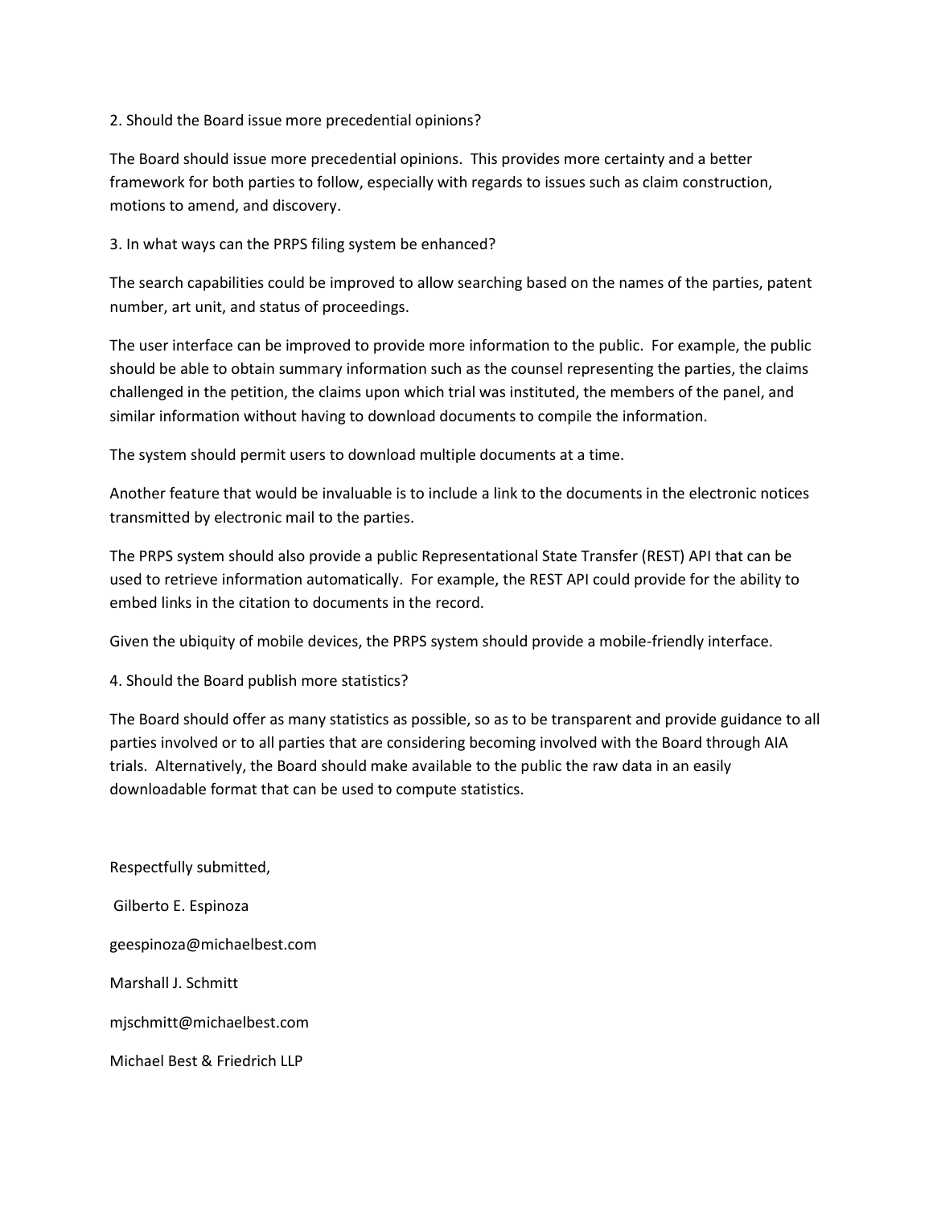2. Should the Board issue more precedential opinions?

The Board should issue more precedential opinions. This provides more certainty and a better framework for both parties to follow, especially with regards to issues such as claim construction, motions to amend, and discovery.

3. In what ways can the PRPS filing system be enhanced?

The search capabilities could be improved to allow searching based on the names of the parties, patent number, art unit, and status of proceedings.

The user interface can be improved to provide more information to the public. For example, the public should be able to obtain summary information such as the counsel representing the parties, the claims challenged in the petition, the claims upon which trial was instituted, the members of the panel, and similar information without having to download documents to compile the information.

The system should permit users to download multiple documents at a time.

Another feature that would be invaluable is to include a link to the documents in the electronic notices transmitted by electronic mail to the parties.

The PRPS system should also provide a public Representational State Transfer (REST) API that can be used to retrieve information automatically. For example, the REST API could provide for the ability to embed links in the citation to documents in the record.

Given the ubiquity of mobile devices, the PRPS system should provide a mobile-friendly interface.

4. Should the Board publish more statistics?

The Board should offer as many statistics as possible, so as to be transparent and provide guidance to all parties involved or to all parties that are considering becoming involved with the Board through AIA trials. Alternatively, the Board should make available to the public the raw data in an easily downloadable format that can be used to compute statistics.

Respectfully submitted,

Gilberto E. Espinoza

geespinoza@michaelbest.com

Marshall J. Schmitt

mjschmitt@michaelbest.com

Michael Best & Friedrich LLP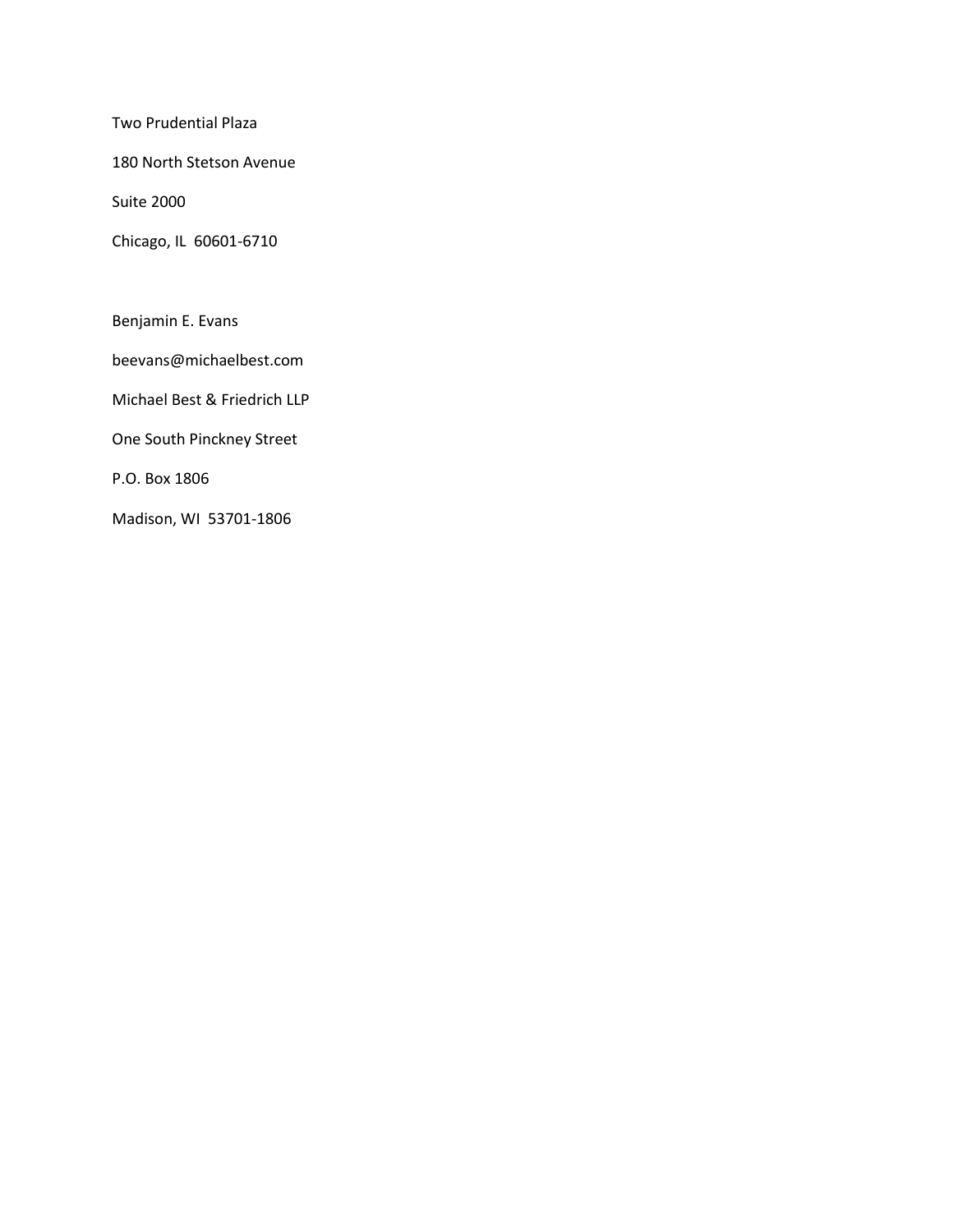Two Prudential Plaza

180 North Stetson Avenue

Suite 2000

Chicago, IL  60601-6710

Benjamin E. Evans

beevans@michaelbest.com

Michael Best & Friedrich LLP

One South Pinckney Street

P.O. Box 1806

Madison, WI  53701-1806